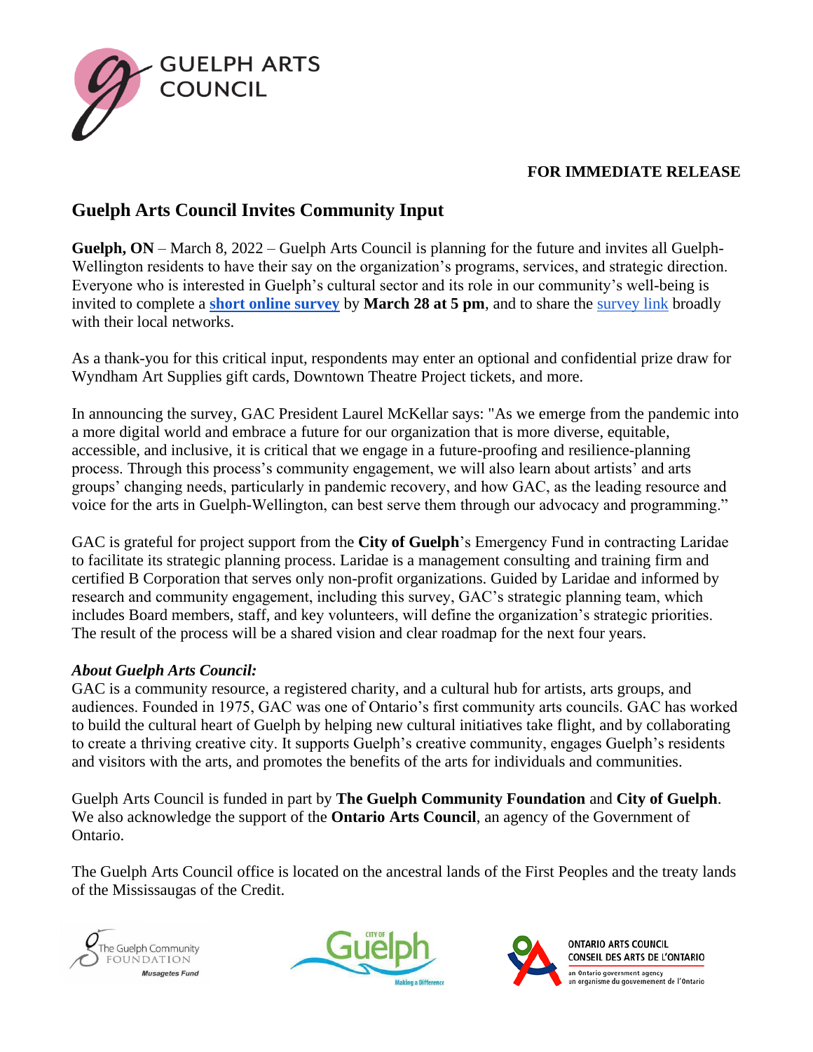GUELPH ARTS COUNCIL

**FOR IMMEDIATE RELEASE**

# Guelph Arts Council Invites Community Input

**Guelph, ON** – March 8, 2022 – Guelph Arts Council is planning for the future and invites all Guelph-Wellington residents to have their say on the organization's programs, services, and strategic direction. Everyone who is interested in Guelph's cultural sector and its role in our community's well-being is invited to complete a **short online survey** by **March 28 at 5 pm**, and to share the survey link broadly with their local networks.

As a thank-you for this critical input, respondents may enter an optional and confidential prize draw for Wyndham Art Supplies gift cards, Downtown Theatre Project tickets, and more.

In announcing the survey, GAC President Laurel McKellar says: "As we emerge from the pandemic into a more digital world and embrace a future for our organization that is more diverse, equitable, accessible, and inclusive, it is critical that we engage in a future-proofing and resilience-planning process. Through this process's community engagement, we will also learn about artists' and arts groups' changing needs, particularly in pandemic recovery, and how GAC, as the leading resource and voice for the arts in Guelph-Wellington, can best serve them through our advocacy and programming."

GAC is grateful for project support from the **City of Guelph**'s Emergency Fund in contracting Laridae to facilitate its strategic planning process. Laridae is a management consulting and training firm and certified B Corporation that serves only non-profit organizations. Guided by Laridae and informed by research and community engagement, including this survey, GAC's strategic planning team, which includes Board members, staff, and key volunteers, will define the organization's strategic priorities. The result of the process will be a shared vision and clear roadmap for the next four years.

***About Guelph Arts Council:***

GAC is a community resource, a registered charity, and a cultural hub for artists, arts groups, and audiences. Founded in 1975, GAC was one of Ontario's first community arts councils. GAC has worked to build the cultural heart of Guelph by helping new cultural initiatives take flight, and by collaborating to create a thriving creative city. It supports Guelph's creative community, engages Guelph's residents and visitors with the arts, and promotes the benefits of the arts for individuals and communities.

Guelph Arts Council is funded in part by **The Guelph Community Foundation** and **City of Guelph**. We also acknowledge the support of the **Ontario Arts Council**, an agency of the Government of Ontario.

The Guelph Arts Council office is located on the ancestral lands of the First Peoples and the treaty lands of the Mississaugas of the Credit.

The Guelph Community Foundation Musagetes Fund

City of Guelph Making a Difference

ONTARIO ARTS COUNCIL
CONSEIL DES ARTS DE L'ONTARIO
an Ontario government agency
un organisme du gouvernement de l'Ontario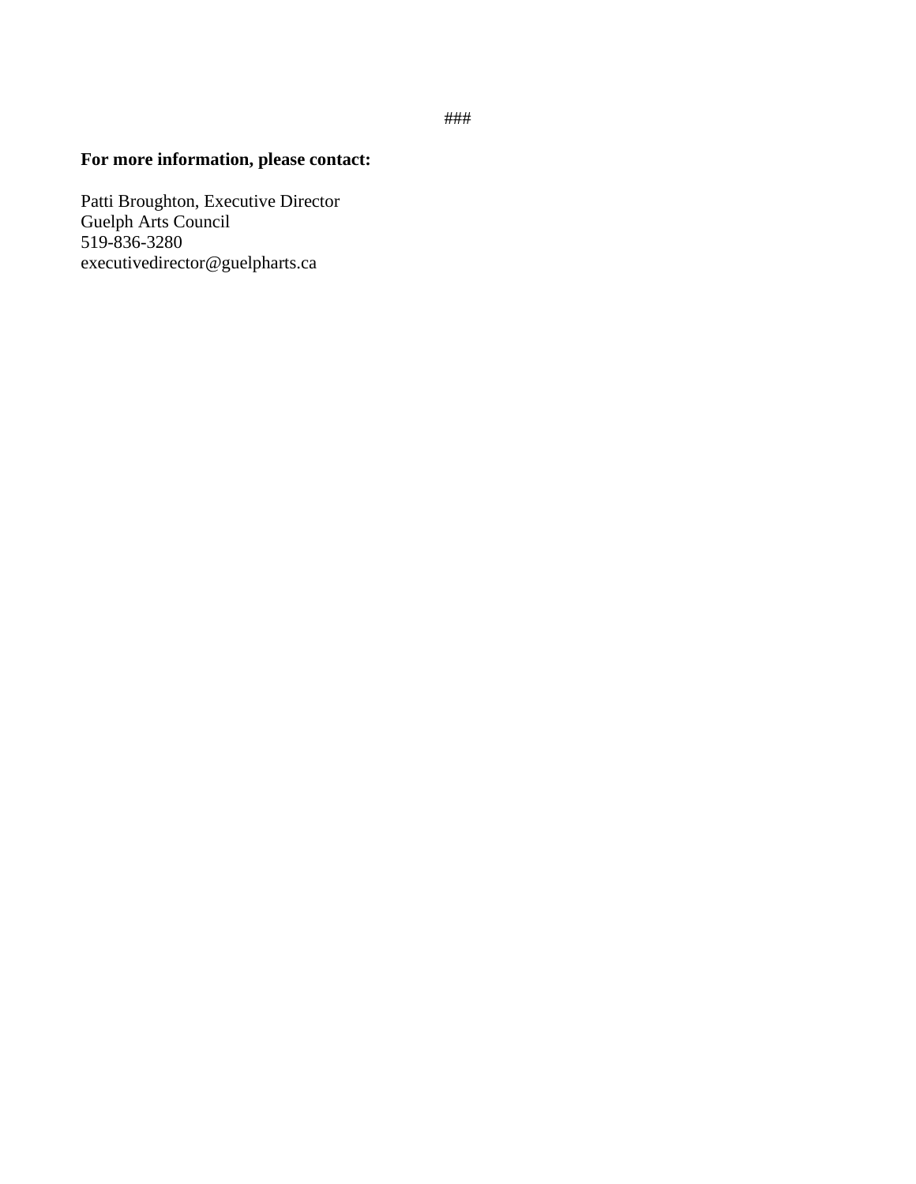###

**For more information, please contact:**

Patti Broughton, Executive Director
Guelph Arts Council
519-836-3280
executivedirector@guelpharts.ca